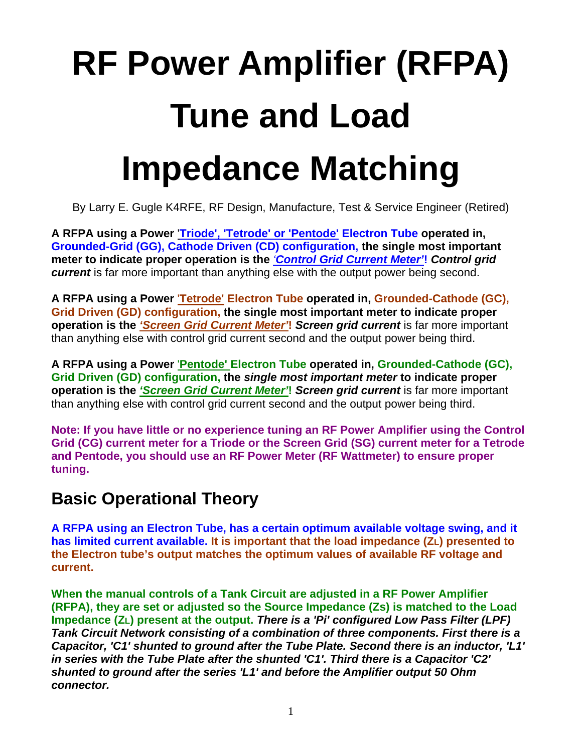# RF Power Amplifier (RFPA) Tune and Load Impedance Matching

By Larry E. Gugle K4RFE, RF Design, Manufacture, Test & Service Engineer (Retired)

**A RFPA using a Power 'Triode', 'Tetrode' or 'Pentode' Electron Tube operated in, Grounded-Grid (GG), Cathode Driven (CD) configuration, the single most important meter to indicate proper operation is the *'Control Grid Current Meter'*! *Control grid current*** is far more important than anything else with the output power being second.

**A RFPA using a Power 'Tetrode' Electron Tube operated in, Grounded-Cathode (GC), Grid Driven (GD) configuration, the single most important meter to indicate proper operation is the *'Screen Grid Current Meter'*! *Screen grid current*** is far more important than anything else with control grid current second and the output power being third.

**A RFPA using a Power 'Pentode' Electron Tube operated in, Grounded-Cathode (GC), Grid Driven (GD) configuration, the *single most important meter* to indicate proper operation is the *'Screen Grid Current Meter'*! *Screen grid current*** is far more important than anything else with control grid current second and the output power being third.

**Note: If you have little or no experience tuning an RF Power Amplifier using the Control Grid (CG) current meter for a Triode or the Screen Grid (SG) current meter for a Tetrode and Pentode, you should use an RF Power Meter (RF Wattmeter) to ensure proper tuning.**

## Basic Operational Theory

**A RFPA using an Electron Tube, has a certain optimum available voltage swing, and it has limited current available. It is important that the load impedance ($Z_L$) presented to the Electron tube's output matches the optimum values of available RF voltage and current.**

**When the manual controls of a Tank Circuit are adjusted in a RF Power Amplifier (RFPA), they are set or adjusted so the Source Impedance (Zs) is matched to the Load Impedance ($Z_L$) present at the output. *There is a 'Pi' configured Low Pass Filter (LPF) Tank Circuit Network consisting of a combination of three components. First there is a Capacitor, 'C1' shunted to ground after the Tube Plate. Second there is an inductor, 'L1' in series with the Tube Plate after the shunted 'C1'. Third there is a Capacitor 'C2' shunted to ground after the series 'L1' and before the Amplifier output 50 Ohm connector.***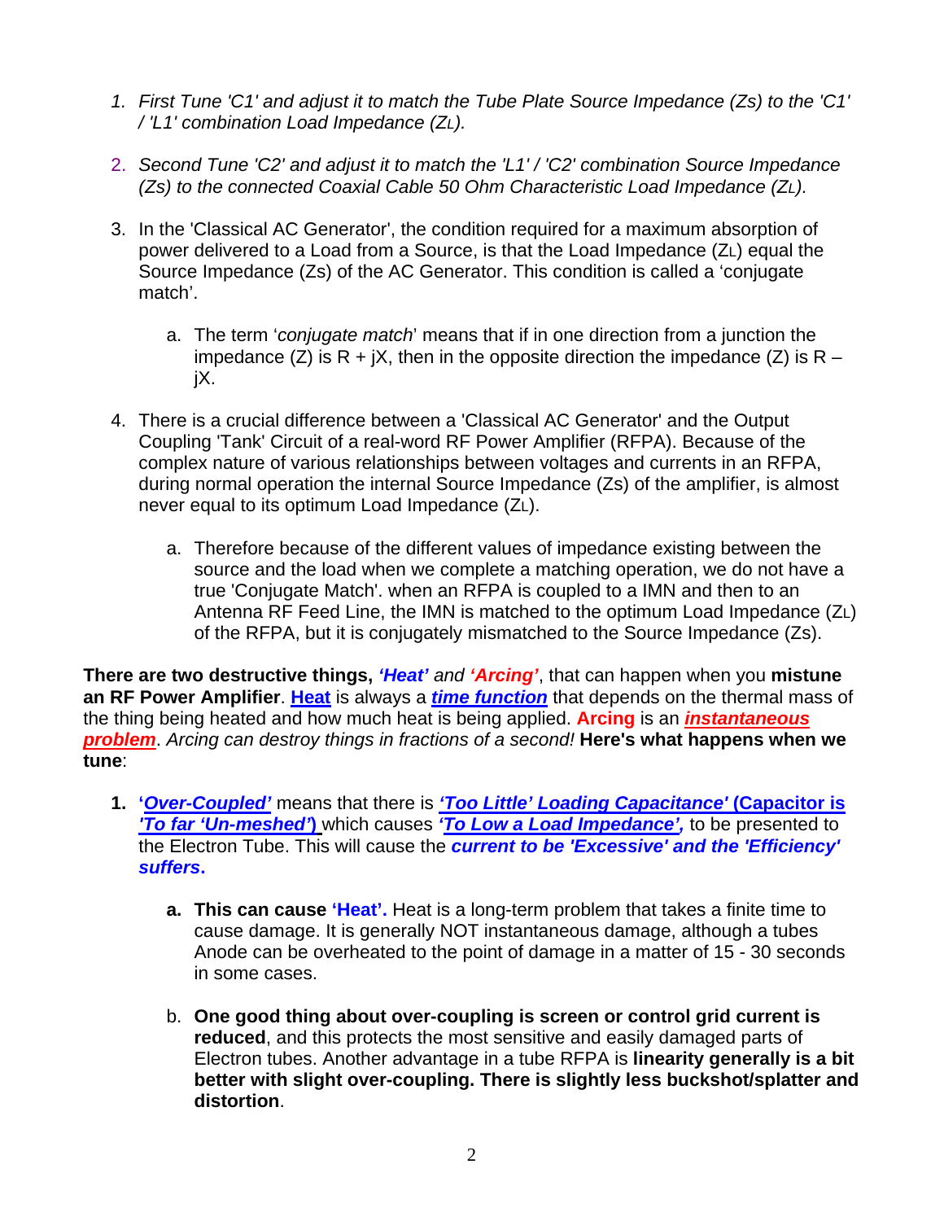1. *First Tune 'C1' and adjust it to match the Tube Plate Source Impedance (Zs) to the 'C1' / 'L1' combination Load Impedance ($Z_L$).*

2. *Second Tune 'C2' and adjust it to match the 'L1' / 'C2' combination Source Impedance (Zs) to the connected Coaxial Cable 50 Ohm Characteristic Load Impedance ($Z_L$).*

3. In the 'Classical AC Generator', the condition required for a maximum absorption of power delivered to a Load from a Source, is that the Load Impedance ($Z_L$) equal the Source Impedance (Zs) of the AC Generator. This condition is called a 'conjugate match'.

    a. The term '*conjugate match*' means that if in one direction from a junction the impedance (Z) is R + jX, then in the opposite direction the impedance (Z) is R – jX.

4. There is a crucial difference between a 'Classical AC Generator' and the Output Coupling 'Tank' Circuit of a real-word RF Power Amplifier (RFPA). Because of the complex nature of various relationships between voltages and currents in an RFPA, during normal operation the internal Source Impedance (Zs) of the amplifier, is almost never equal to its optimum Load Impedance ($Z_L$).

    a. Therefore because of the different values of impedance existing between the source and the load when we complete a matching operation, we do not have a true 'Conjugate Match'. when an RFPA is coupled to a IMN and then to an Antenna RF Feed Line, the IMN is matched to the optimum Load Impedance ($Z_L$) of the RFPA, but it is conjugately mismatched to the Source Impedance (Zs).

**There are two destructive things,** ***'Heat'*** *and* ***'Arcing'***, that can happen when you **mistune an RF Power Amplifier**. **Heat** is always a ***time function*** that depends on the thermal mass of the thing being heated and how much heat is being applied. **Arcing** is an ***instantaneous problem***. *Arcing can destroy things in fractions of a second!* **Here's what happens when we tune**:

1. **'*Over-Coupled'*** means that there is ***'Too Little' Loading Capacitance'* (Capacitor is *'To far 'Un-meshed')*** which causes ***'To Low a Load Impedance',*** to be presented to the Electron Tube. This will cause the ***current to be 'Excessive' and the 'Efficiency' suffers*.**

    a. **This can cause 'Heat'.** Heat is a long-term problem that takes a finite time to cause damage. It is generally NOT instantaneous damage, although a tubes Anode can be overheated to the point of damage in a matter of 15 - 30 seconds in some cases.

    b. **One good thing about over-coupling is screen or control grid current is reduced**, and this protects the most sensitive and easily damaged parts of Electron tubes. Another advantage in a tube RFPA is **linearity generally is a bit better with slight over-coupling. There is slightly less buckshot/splatter and distortion**.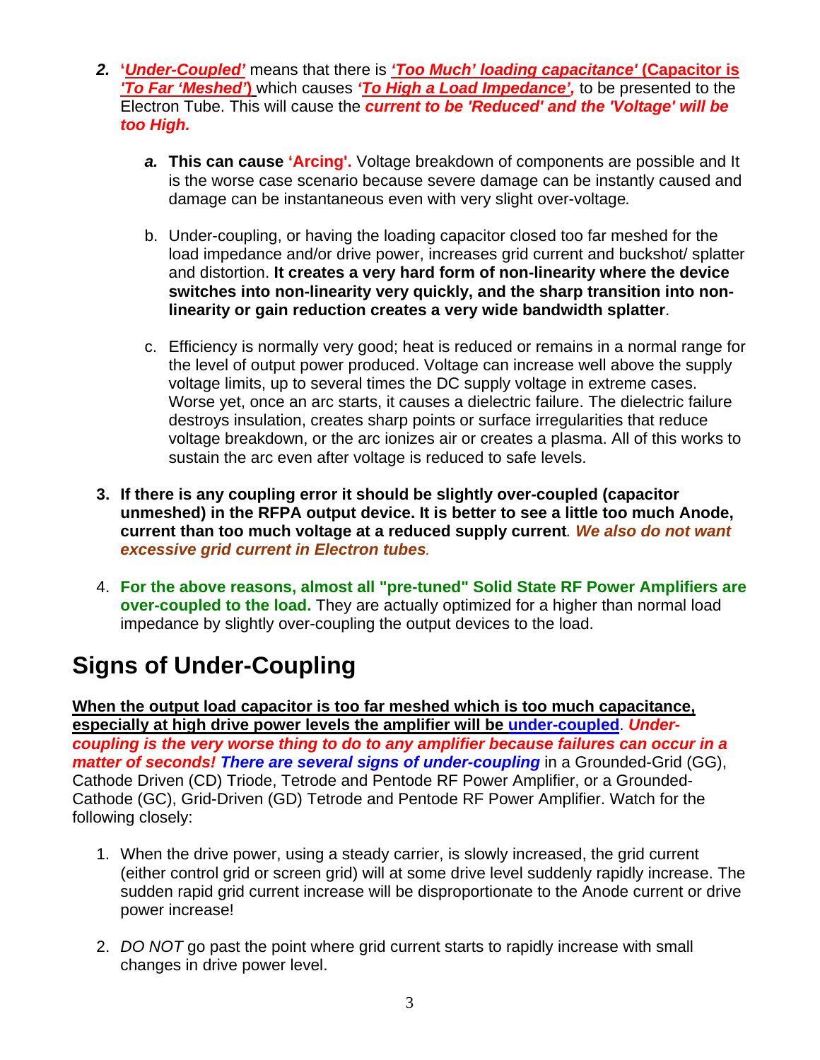2. ***'Under-Coupled'*** means that there is ***'Too Much' loading capacitance'* (Capacitor is *'To Far 'Meshed'*)** which causes ***'To High a Load Impedance',*** to be presented to the Electron Tube. This will cause the ***current to be 'Reduced' and the 'Voltage' will be too High.***

    *a.* **This can cause 'Arcing'.** Voltage breakdown of components are possible and It is the worse case scenario because severe damage can be instantly caused and damage can be instantaneous even with very slight over-voltage*.*

    b. Under-coupling, or having the loading capacitor closed too far meshed for the load impedance and/or drive power, increases grid current and buckshot/ splatter and distortion. **It creates a very hard form of non-linearity where the device switches into non-linearity very quickly, and the sharp transition into non-linearity or gain reduction creates a very wide bandwidth splatter**.

    c. Efficiency is normally very good; heat is reduced or remains in a normal range for the level of output power produced. Voltage can increase well above the supply voltage limits, up to several times the DC supply voltage in extreme cases. Worse yet, once an arc starts, it causes a dielectric failure. The dielectric failure destroys insulation, creates sharp points or surface irregularities that reduce voltage breakdown, or the arc ionizes air or creates a plasma. All of this works to sustain the arc even after voltage is reduced to safe levels.

3. **If there is any coupling error it should be slightly over-coupled (capacitor unmeshed) in the RFPA output device. It is better to see a little too much Anode, current than too much voltage at a reduced supply current***. We also do not want excessive grid current in Electron tubes.*

4. **For the above reasons, almost all "pre-tuned" Solid State RF Power Amplifiers are over-coupled to the load.** They are actually optimized for a higher than normal load impedance by slightly over-coupling the output devices to the load.

## Signs of Under-Coupling

**When the output load capacitor is too far meshed which is too much capacitance, especially at high drive power levels the amplifier will be under-coupled**. ***Under-coupling is the very worse thing to do to any amplifier because failures can occur in a matter of seconds! There are several signs of under-coupling*** in a Grounded-Grid (GG), Cathode Driven (CD) Triode, Tetrode and Pentode RF Power Amplifier, or a Grounded-Cathode (GC), Grid-Driven (GD) Tetrode and Pentode RF Power Amplifier. Watch for the following closely:

1. When the drive power, using a steady carrier, is slowly increased, the grid current (either control grid or screen grid) will at some drive level suddenly rapidly increase. The sudden rapid grid current increase will be disproportionate to the Anode current or drive power increase!

2. *DO NOT* go past the point where grid current starts to rapidly increase with small changes in drive power level.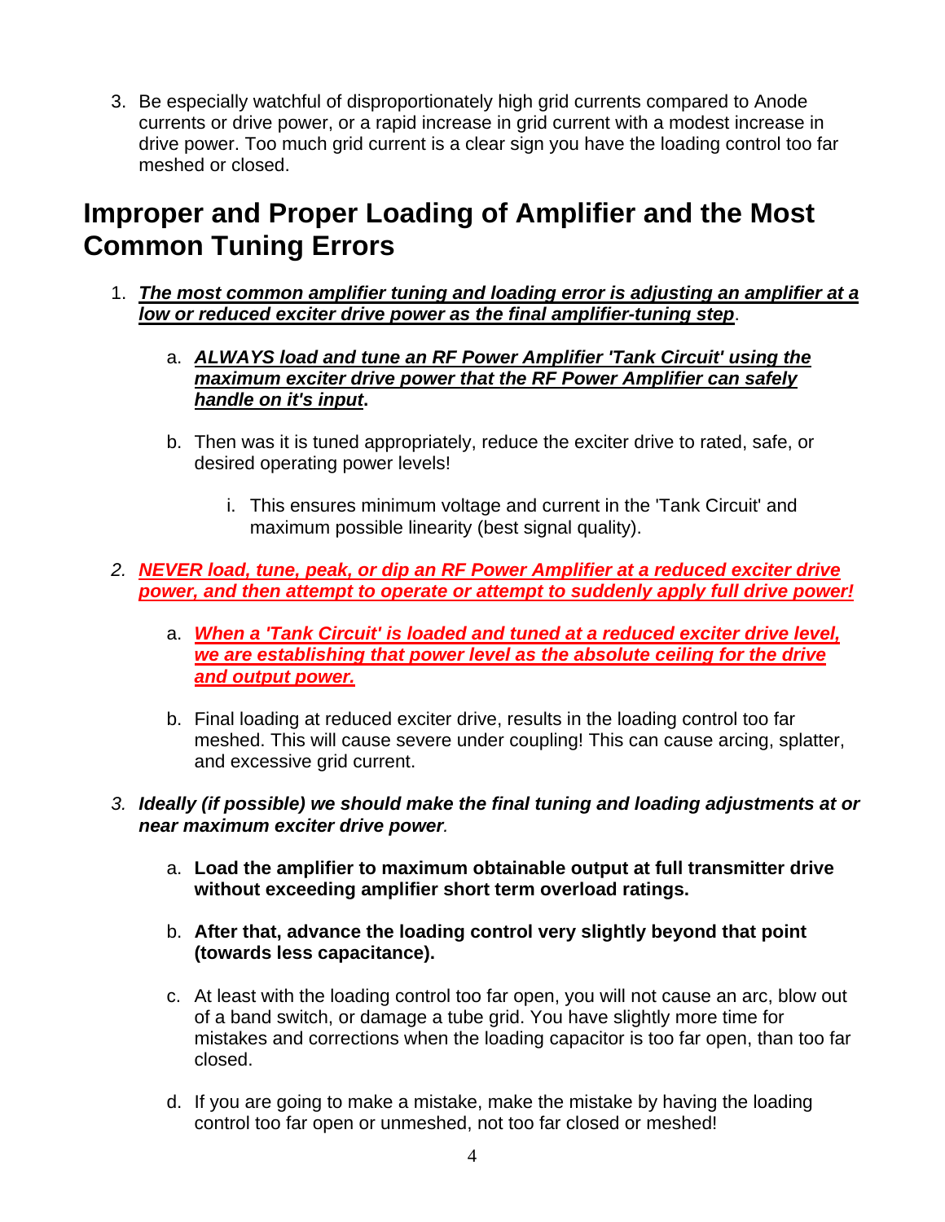3. Be especially watchful of disproportionately high grid currents compared to Anode currents or drive power, or a rapid increase in grid current with a modest increase in drive power. Too much grid current is a clear sign you have the loading control too far meshed or closed.

## Improper and Proper Loading of Amplifier and the Most Common Tuning Errors

1. ***The most common amplifier tuning and loading error is adjusting an amplifier at a low or reduced exciter drive power as the final amplifier-tuning step***.
   a. ***ALWAYS load and tune an RF Power Amplifier 'Tank Circuit' using the maximum exciter drive power that the RF Power Amplifier can safely handle on it's input*****.**
   b. Then was it is tuned appropriately, reduce the exciter drive to rated, safe, or desired operating power levels!
      i. This ensures minimum voltage and current in the 'Tank Circuit' and maximum possible linearity (best signal quality).

2. ***NEVER load, tune, peak, or dip an RF Power Amplifier at a reduced exciter drive power, and then attempt to operate or attempt to suddenly apply full drive power!***
   a. ***When a 'Tank Circuit' is loaded and tuned at a reduced exciter drive level, we are establishing that power level as the absolute ceiling for the drive and output power.***
   b. Final loading at reduced exciter drive, results in the loading control too far meshed. This will cause severe under coupling! This can cause arcing, splatter, and excessive grid current.

3. ***Ideally (if possible) we should make the final tuning and loading adjustments at or near maximum exciter drive power***.
   a. **Load the amplifier to maximum obtainable output at full transmitter drive without exceeding amplifier short term overload ratings.**
   b. **After that, advance the loading control very slightly beyond that point (towards less capacitance).**
   c. At least with the loading control too far open, you will not cause an arc, blow out of a band switch, or damage a tube grid. You have slightly more time for mistakes and corrections when the loading capacitor is too far open, than too far closed.
   d. If you are going to make a mistake, make the mistake by having the loading control too far open or unmeshed, not too far closed or meshed!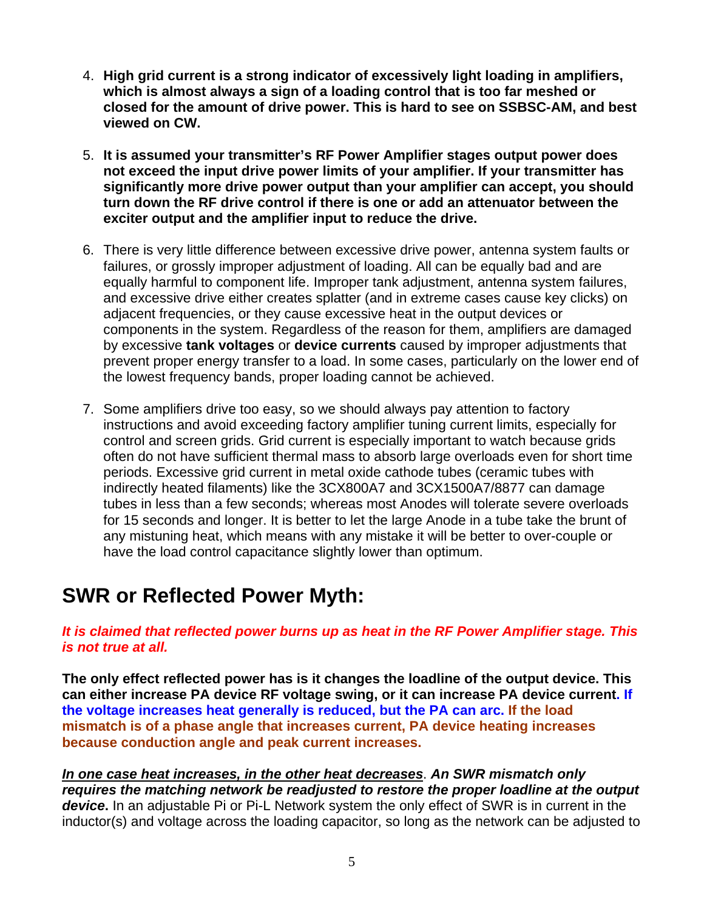4. **High grid current is a strong indicator of excessively light loading in amplifiers, which is almost always a sign of a loading control that is too far meshed or closed for the amount of drive power. This is hard to see on SSBSC-AM, and best viewed on CW.**

5. **It is assumed your transmitter's RF Power Amplifier stages output power does not exceed the input drive power limits of your amplifier. If your transmitter has significantly more drive power output than your amplifier can accept, you should turn down the RF drive control if there is one or add an attenuator between the exciter output and the amplifier input to reduce the drive.**

6. There is very little difference between excessive drive power, antenna system faults or failures, or grossly improper adjustment of loading. All can be equally bad and are equally harmful to component life. Improper tank adjustment, antenna system failures, and excessive drive either creates splatter (and in extreme cases cause key clicks) on adjacent frequencies, or they cause excessive heat in the output devices or components in the system. Regardless of the reason for them, amplifiers are damaged by excessive **tank voltages** or **device currents** caused by improper adjustments that prevent proper energy transfer to a load. In some cases, particularly on the lower end of the lowest frequency bands, proper loading cannot be achieved.

7. Some amplifiers drive too easy, so we should always pay attention to factory instructions and avoid exceeding factory amplifier tuning current limits, especially for control and screen grids. Grid current is especially important to watch because grids often do not have sufficient thermal mass to absorb large overloads even for short time periods. Excessive grid current in metal oxide cathode tubes (ceramic tubes with indirectly heated filaments) like the 3CX800A7 and 3CX1500A7/8877 can damage tubes in less than a few seconds; whereas most Anodes will tolerate severe overloads for 15 seconds and longer. It is better to let the large Anode in a tube take the brunt of any mistuning heat, which means with any mistake it will be better to over-couple or have the load control capacitance slightly lower than optimum.

## SWR or Reflected Power Myth:

***It is claimed that reflected power burns up as heat in the RF Power Amplifier stage. This is not true at all.***

**The only effect reflected power has is it changes the loadline of the output device. This can either increase PA device RF voltage swing, or it can increase PA device current. If the voltage increases heat generally is reduced, but the PA can arc. If the load mismatch is of a phase angle that increases current, PA device heating increases because conduction angle and peak current increases.**

***<u>In one case heat increases, in the other heat decreases</u>. An SWR mismatch only requires the matching network be readjusted to restore the proper loadline at the output device*.** In an adjustable Pi or Pi-L Network system the only effect of SWR is in current in the inductor(s) and voltage across the loading capacitor, so long as the network can be adjusted to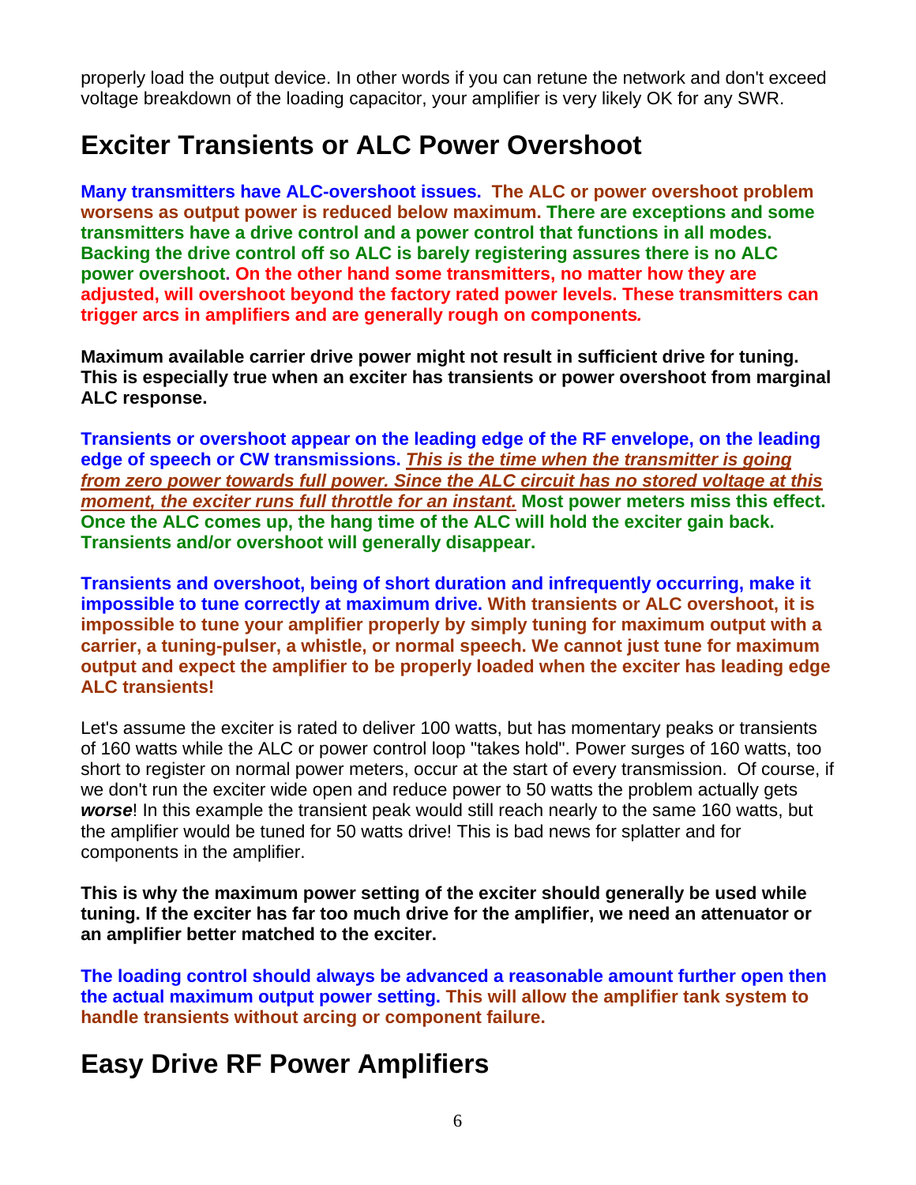properly load the output device. In other words if you can retune the network and don't exceed voltage breakdown of the loading capacitor, your amplifier is very likely OK for any SWR.

## Exciter Transients or ALC Power Overshoot

**Many transmitters have ALC-overshoot issues. The ALC or power overshoot problem worsens as output power is reduced below maximum. There are exceptions and some transmitters have a drive control and a power control that functions in all modes. Backing the drive control off so ALC is barely registering assures there is no ALC power overshoot. On the other hand some transmitters, no matter how they are adjusted, will overshoot beyond the factory rated power levels. These transmitters can trigger arcs in amplifiers and are generally rough on components.**

**Maximum available carrier drive power might not result in sufficient drive for tuning. This is especially true when an exciter has transients or power overshoot from marginal ALC response.**

**Transients or overshoot appear on the leading edge of the RF envelope, on the leading edge of speech or CW transmissions. *This is the time when the transmitter is going from zero power towards full power. Since the ALC circuit has no stored voltage at this moment, the exciter runs full throttle for an instant.* Most power meters miss this effect. Once the ALC comes up, the hang time of the ALC will hold the exciter gain back. Transients and/or overshoot will generally disappear.**

**Transients and overshoot, being of short duration and infrequently occurring, make it impossible to tune correctly at maximum drive. With transients or ALC overshoot, it is impossible to tune your amplifier properly by simply tuning for maximum output with a carrier, a tuning-pulser, a whistle, or normal speech. We cannot just tune for maximum output and expect the amplifier to be properly loaded when the exciter has leading edge ALC transients!**

Let's assume the exciter is rated to deliver 100 watts, but has momentary peaks or transients of 160 watts while the ALC or power control loop "takes hold". Power surges of 160 watts, too short to register on normal power meters, occur at the start of every transmission. Of course, if we don't run the exciter wide open and reduce power to 50 watts the problem actually gets ***worse***! In this example the transient peak would still reach nearly to the same 160 watts, but the amplifier would be tuned for 50 watts drive! This is bad news for splatter and for components in the amplifier.

**This is why the maximum power setting of the exciter should generally be used while tuning. If the exciter has far too much drive for the amplifier, we need an attenuator or an amplifier better matched to the exciter.**

**The loading control should always be advanced a reasonable amount further open then the actual maximum output power setting. This will allow the amplifier tank system to handle transients without arcing or component failure.**

## Easy Drive RF Power Amplifiers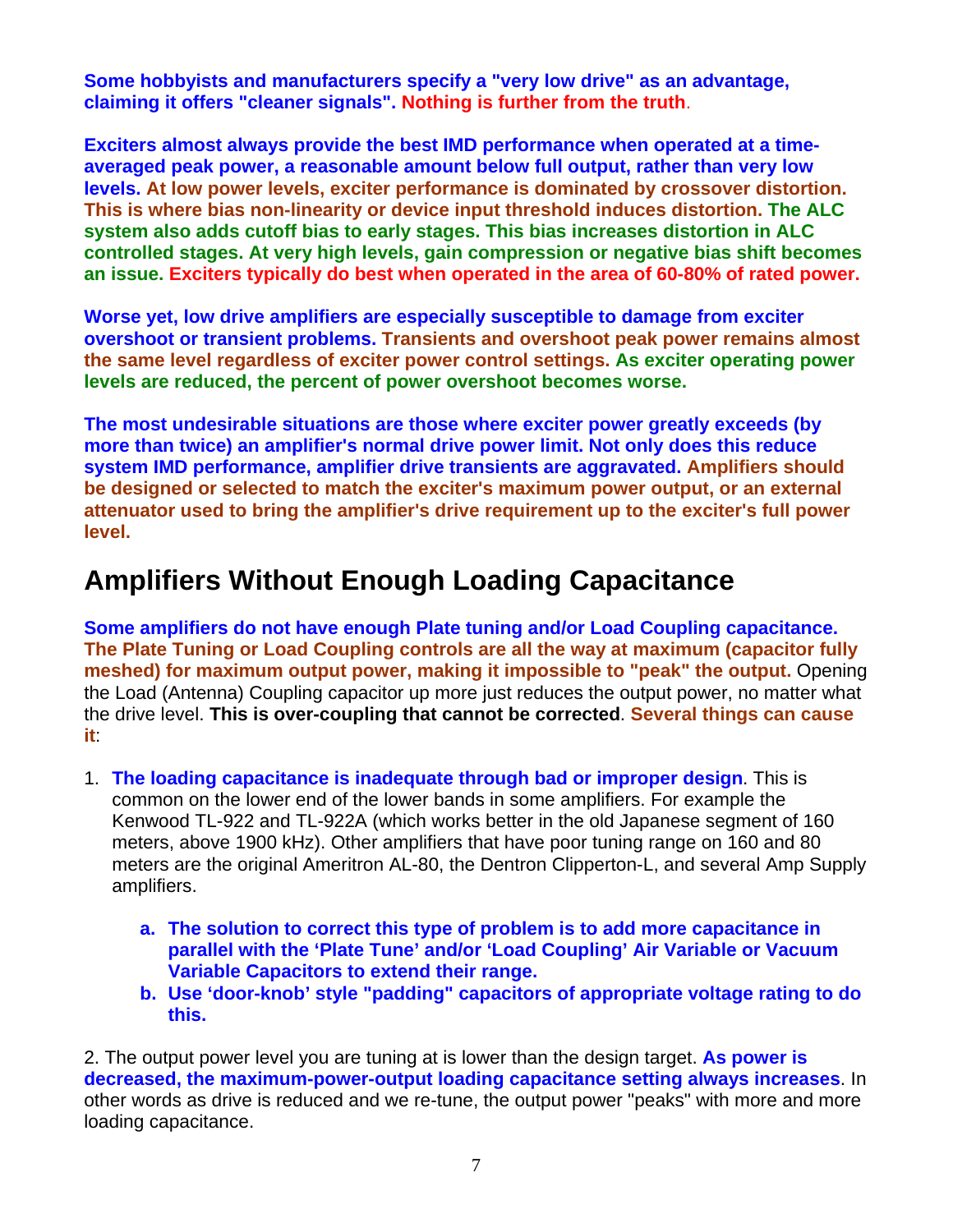**Some hobbyists and manufacturers specify a "very low drive" as an advantage, claiming it offers "cleaner signals". Nothing is further from the truth**.

**Exciters almost always provide the best IMD performance when operated at a time-averaged peak power, a reasonable amount below full output, rather than very low levels. At low power levels, exciter performance is dominated by crossover distortion. This is where bias non-linearity or device input threshold induces distortion. The ALC system also adds cutoff bias to early stages. This bias increases distortion in ALC controlled stages. At very high levels, gain compression or negative bias shift becomes an issue. Exciters typically do best when operated in the area of 60-80% of rated power.**

**Worse yet, low drive amplifiers are especially susceptible to damage from exciter overshoot or transient problems. Transients and overshoot peak power remains almost the same level regardless of exciter power control settings. As exciter operating power levels are reduced, the percent of power overshoot becomes worse.**

**The most undesirable situations are those where exciter power greatly exceeds (by more than twice) an amplifier's normal drive power limit. Not only does this reduce system IMD performance, amplifier drive transients are aggravated. Amplifiers should be designed or selected to match the exciter's maximum power output, or an external attenuator used to bring the amplifier's drive requirement up to the exciter's full power level.**

## Amplifiers Without Enough Loading Capacitance

**Some amplifiers do not have enough Plate tuning and/or Load Coupling capacitance. The Plate Tuning or Load Coupling controls are all the way at maximum (capacitor fully meshed) for maximum output power, making it impossible to "peak" the output.** Opening the Load (Antenna) Coupling capacitor up more just reduces the output power, no matter what the drive level. **This is over-coupling that cannot be corrected**. **Several things can cause it**:

1. **The loading capacitance is inadequate through bad or improper design**. This is common on the lower end of the lower bands in some amplifiers. For example the Kenwood TL-922 and TL-922A (which works better in the old Japanese segment of 160 meters, above 1900 kHz). Other amplifiers that have poor tuning range on 160 and 80 meters are the original Ameritron AL-80, the Dentron Clipperton-L, and several Amp Supply amplifiers.

   a. **The solution to correct this type of problem is to add more capacitance in parallel with the 'Plate Tune' and/or 'Load Coupling' Air Variable or Vacuum Variable Capacitors to extend their range.**
   
   b. **Use 'door-knob' style "padding" capacitors of appropriate voltage rating to do this.**

2. The output power level you are tuning at is lower than the design target. **As power is decreased, the maximum-power-output loading capacitance setting always increases**. In other words as drive is reduced and we re-tune, the output power "peaks" with more and more loading capacitance.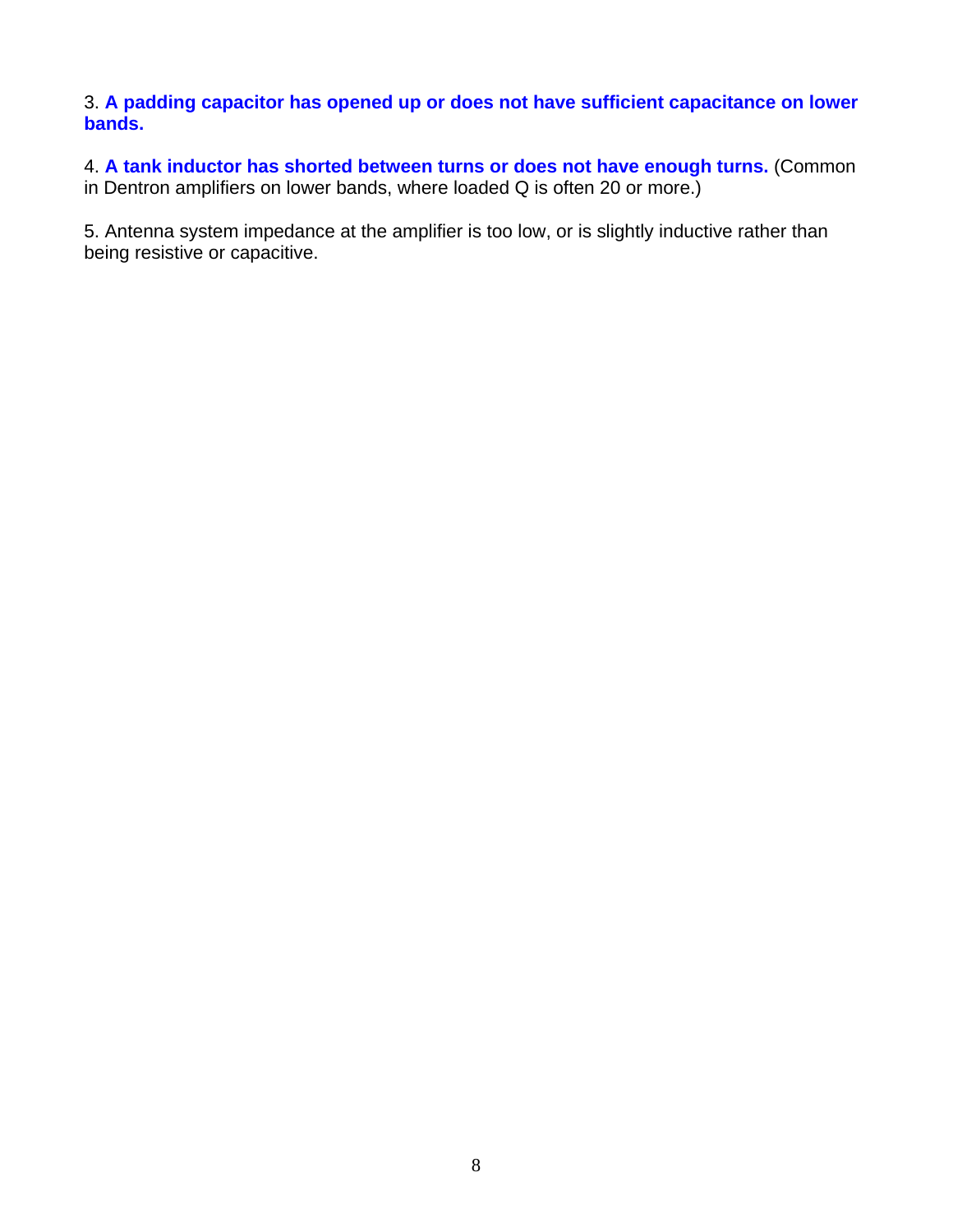3. **A padding capacitor has opened up or does not have sufficient capacitance on lower bands.**

4. **A tank inductor has shorted between turns or does not have enough turns.** (Common in Dentron amplifiers on lower bands, where loaded Q is often 20 or more.)

5. Antenna system impedance at the amplifier is too low, or is slightly inductive rather than being resistive or capacitive.